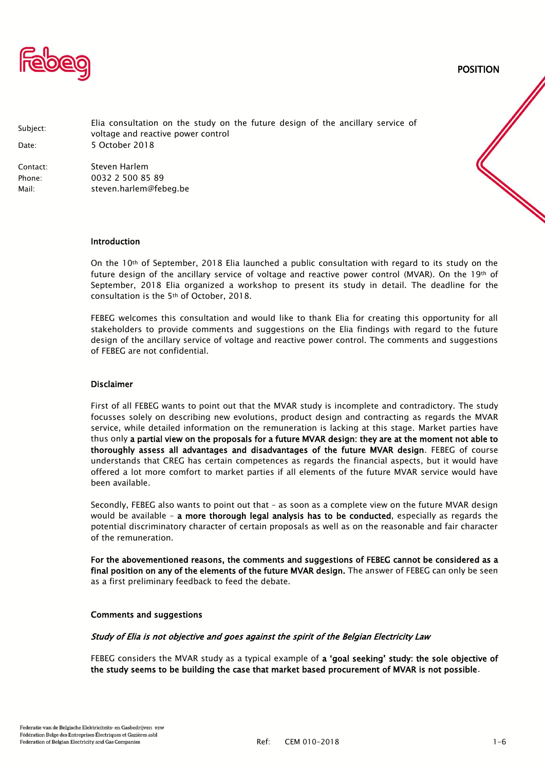POSITION

Subject: Elia consultation on the study on the future design of the ancillary service of voltage and reactive power control

Date: 5 October 2018

Contact: Steven Harlem

Phone: 0032 2 500 85 89

Mail: steven.harlem@febeg.be

## Introduction

On the 10th of September, 2018 Elia launched a public consultation with regard to its study on the future design of the ancillary service of voltage and reactive power control (MVAR). On the 19th of September, 2018 Elia organized a workshop to present its study in detail. The deadline for the consultation is the 5th of October, 2018.

FEBEG welcomes this consultation and would like to thank Elia for creating this opportunity for all stakeholders to provide comments and suggestions on the Elia findings with regard to the future design of the ancillary service of voltage and reactive power control. The comments and suggestions of FEBEG are not confidential.

## Disclaimer

First of all FEBEG wants to point out that the MVAR study is incomplete and contradictory. The study focusses solely on describing new evolutions, product design and contracting as regards the MVAR service, while detailed information on the remuneration is lacking at this stage. Market parties have thus only **a partial view on the proposals for a future MVAR design: they are at the moment not able to thoroughly assess all advantages and disadvantages of the future MVAR design**. FEBEG of course understands that CREG has certain competences as regards the financial aspects, but it would have offered a lot more comfort to market parties if all elements of the future MVAR service would have been available.

Secondly, FEBEG also wants to point out that – as soon as a complete view on the future MVAR design would be available – **a more thorough legal analysis has to be conducted**, especially as regards the potential discriminatory character of certain proposals as well as on the reasonable and fair character of the remuneration.

**For the abovementioned reasons, the comments and suggestions of FEBEG cannot be considered as a final position on any of the elements of the future MVAR design.** The answer of FEBEG can only be seen as a first preliminary feedback to feed the debate.

## Comments and suggestions

### *Study of Elia is not objective and goes against the spirit of the Belgian Electricity Law*

FEBEG considers the MVAR study as a typical example of **a 'goal seeking' study: the sole objective of the study seems to be building the case that market based procurement of MVAR is not possible**.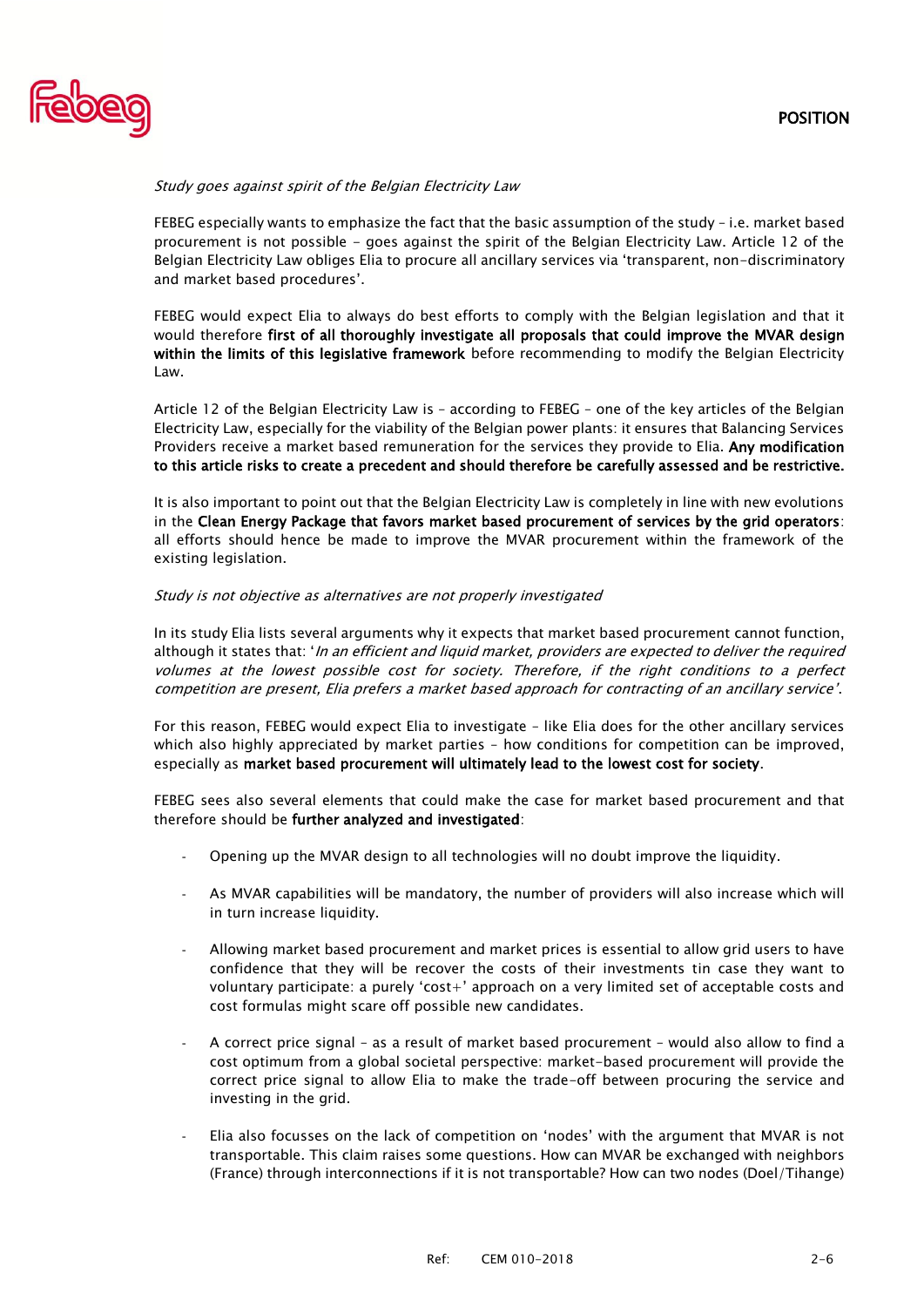*Study goes against spirit of the Belgian Electricity Law*

FEBEG especially wants to emphasize the fact that the basic assumption of the study – i.e. market based procurement is not possible - goes against the spirit of the Belgian Electricity Law. Article 12 of the Belgian Electricity Law obliges Elia to procure all ancillary services via 'transparent, non-discriminatory and market based procedures'.

FEBEG would expect Elia to always do best efforts to comply with the Belgian legislation and that it would therefore **first of all thoroughly investigate all proposals that could improve the MVAR design within the limits of this legislative framework** before recommending to modify the Belgian Electricity Law.

Article 12 of the Belgian Electricity Law is – according to FEBEG – one of the key articles of the Belgian Electricity Law, especially for the viability of the Belgian power plants: it ensures that Balancing Services Providers receive a market based remuneration for the services they provide to Elia. **Any modification to this article risks to create a precedent and should therefore be carefully assessed and be restrictive.**

It is also important to point out that the Belgian Electricity Law is completely in line with new evolutions in the **Clean Energy Package that favors market based procurement of services by the grid operators**: all efforts should hence be made to improve the MVAR procurement within the framework of the existing legislation.

*Study is not objective as alternatives are not properly investigated*

In its study Elia lists several arguments why it expects that market based procurement cannot function, although it states that: '*In an efficient and liquid market, providers are expected to deliver the required volumes at the lowest possible cost for society. Therefore, if the right conditions to a perfect competition are present, Elia prefers a market based approach for contracting of an ancillary service'*.

For this reason, FEBEG would expect Elia to investigate – like Elia does for the other ancillary services which also highly appreciated by market parties – how conditions for competition can be improved, especially as **market based procurement will ultimately lead to the lowest cost for society**.

FEBEG sees also several elements that could make the case for market based procurement and that therefore should be **further analyzed and investigated**:

- Opening up the MVAR design to all technologies will no doubt improve the liquidity.
- As MVAR capabilities will be mandatory, the number of providers will also increase which will in turn increase liquidity.
- Allowing market based procurement and market prices is essential to allow grid users to have confidence that they will be recover the costs of their investments tin case they want to voluntary participate: a purely 'cost+' approach on a very limited set of acceptable costs and cost formulas might scare off possible new candidates.
- A correct price signal – as a result of market based procurement – would also allow to find a cost optimum from a global societal perspective: market-based procurement will provide the correct price signal to allow Elia to make the trade-off between procuring the service and investing in the grid.
- Elia also focusses on the lack of competition on 'nodes' with the argument that MVAR is not transportable. This claim raises some questions. How can MVAR be exchanged with neighbors (France) through interconnections if it is not transportable? How can two nodes (Doel/Tihange)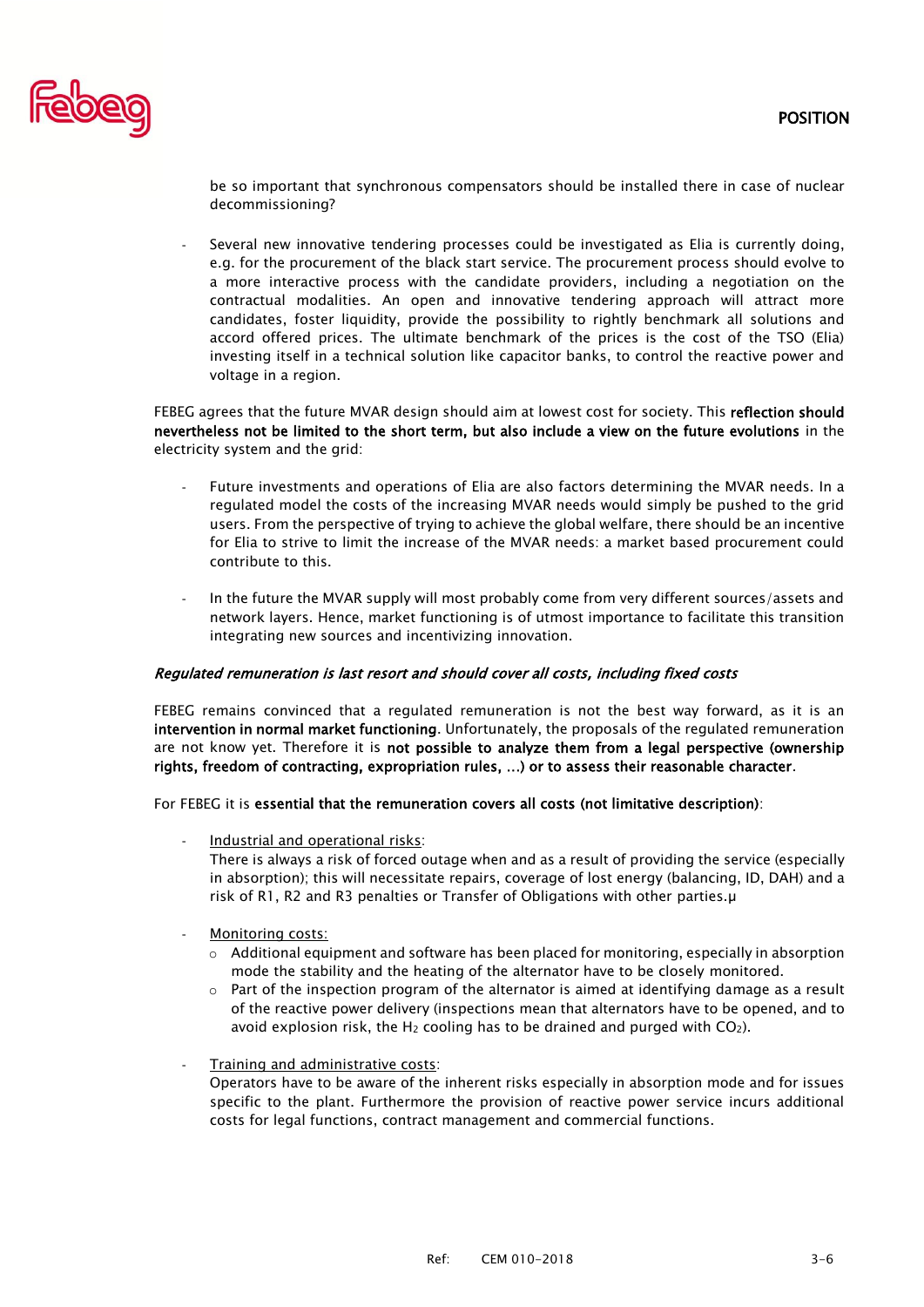be so important that synchronous compensators should be installed there in case of nuclear decommissioning?

- Several new innovative tendering processes could be investigated as Elia is currently doing, e.g. for the procurement of the black start service. The procurement process should evolve to a more interactive process with the candidate providers, including a negotiation on the contractual modalities. An open and innovative tendering approach will attract more candidates, foster liquidity, provide the possibility to rightly benchmark all solutions and accord offered prices. The ultimate benchmark of the prices is the cost of the TSO (Elia) investing itself in a technical solution like capacitor banks, to control the reactive power and voltage in a region.

FEBEG agrees that the future MVAR design should aim at lowest cost for society. This **reflection should nevertheless not be limited to the short term, but also include a view on the future evolutions** in the electricity system and the grid:

- Future investments and operations of Elia are also factors determining the MVAR needs. In a regulated model the costs of the increasing MVAR needs would simply be pushed to the grid users. From the perspective of trying to achieve the global welfare, there should be an incentive for Elia to strive to limit the increase of the MVAR needs: a market based procurement could contribute to this.

- In the future the MVAR supply will most probably come from very different sources/assets and network layers. Hence, market functioning is of utmost importance to facilitate this transition integrating new sources and incentivizing innovation.

***Regulated remuneration is last resort and should cover all costs, including fixed costs***

FEBEG remains convinced that a regulated remuneration is not the best way forward, as it is an **intervention in normal market functioning**. Unfortunately, the proposals of the regulated remuneration are not know yet. Therefore it is **not possible to analyze them from a legal perspective (ownership rights, freedom of contracting, expropriation rules, …) or to assess their reasonable character**.

For FEBEG it is **essential that the remuneration covers all costs (not limitative description)**:

- Industrial and operational risks:
  There is always a risk of forced outage when and as a result of providing the service (especially in absorption); this will necessitate repairs, coverage of lost energy (balancing, ID, DAH) and a risk of R1, R2 and R3 penalties or Transfer of Obligations with other parties.µ

- Monitoring costs:
  - Additional equipment and software has been placed for monitoring, especially in absorption mode the stability and the heating of the alternator have to be closely monitored.
  - Part of the inspection program of the alternator is aimed at identifying damage as a result of the reactive power delivery (inspections mean that alternators have to be opened, and to avoid explosion risk, the $H_2$ cooling has to be drained and purged with $CO_2$).

- Training and administrative costs:
  Operators have to be aware of the inherent risks especially in absorption mode and for issues specific to the plant. Furthermore the provision of reactive power service incurs additional costs for legal functions, contract management and commercial functions.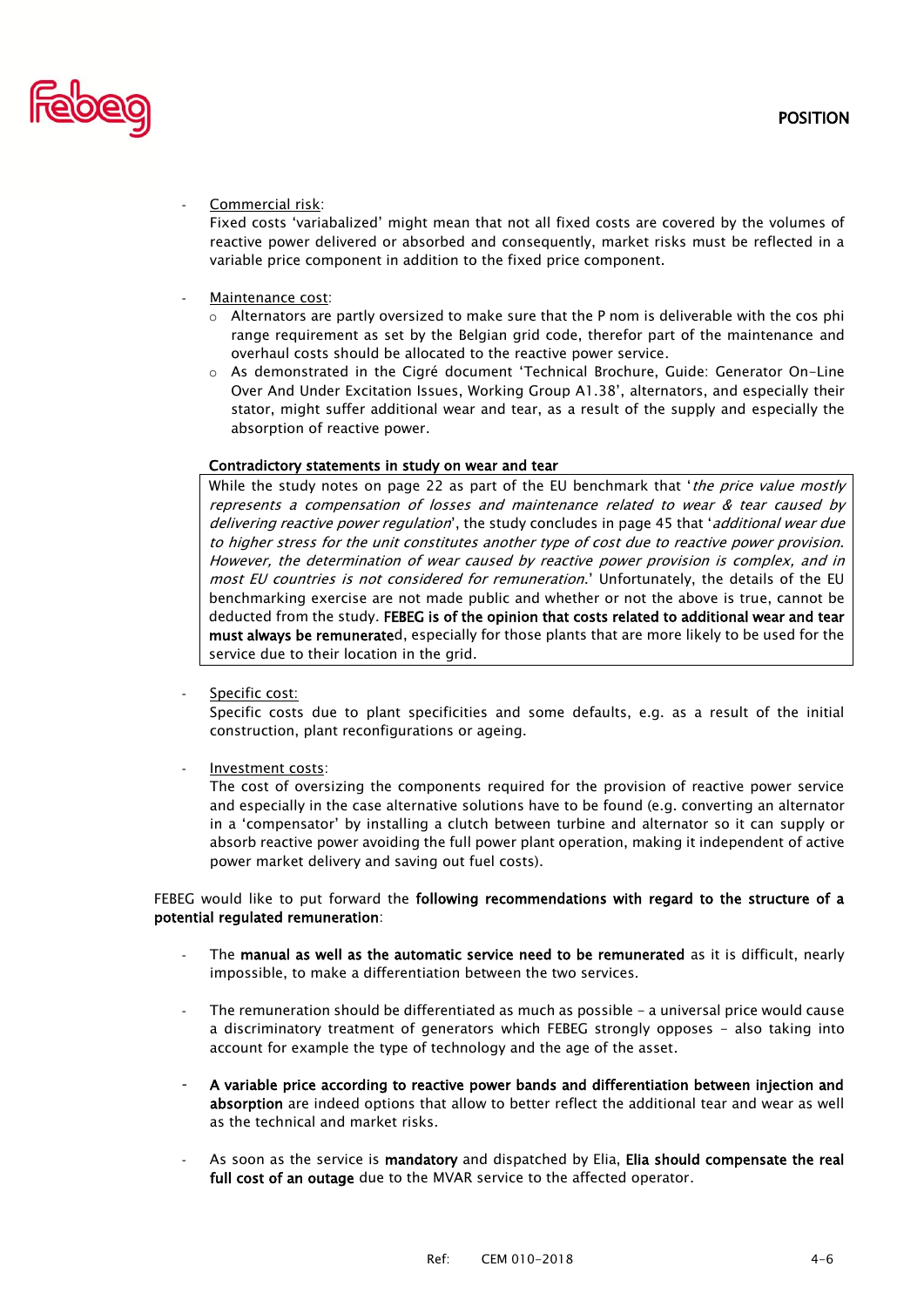- Commercial risk:
  Fixed costs 'variabalized' might mean that not all fixed costs are covered by the volumes of reactive power delivered or absorbed and consequently, market risks must be reflected in a variable price component in addition to the fixed price component.

- Maintenance cost:
  - Alternators are partly oversized to make sure that the P nom is deliverable with the cos phi range requirement as set by the Belgian grid code, therefor part of the maintenance and overhaul costs should be allocated to the reactive power service.
  - As demonstrated in the Cigré document 'Technical Brochure, Guide: Generator On-Line Over And Under Excitation Issues, Working Group A1.38', alternators, and especially their stator, might suffer additional wear and tear, as a result of the supply and especially the absorption of reactive power.

**Contradictory statements in study on wear and tear**

While the study notes on page 22 as part of the EU benchmark that '*the price value mostly represents a compensation of losses and maintenance related to wear & tear caused by delivering reactive power regulation*', the study concludes in page 45 that '*additional wear due to higher stress for the unit constitutes another type of cost due to reactive power provision. However, the determination of wear caused by reactive power provision is complex, and in most EU countries is not considered for remuneration.*' Unfortunately, the details of the EU benchmarking exercise are not made public and whether or not the above is true, cannot be deducted from the study. **FEBEG is of the opinion that costs related to additional wear and tear must always be remunerate**d, especially for those plants that are more likely to be used for the service due to their location in the grid.

- Specific cost:
  Specific costs due to plant specificities and some defaults, e.g. as a result of the initial construction, plant reconfigurations or ageing.

- Investment costs:
  The cost of oversizing the components required for the provision of reactive power service and especially in the case alternative solutions have to be found (e.g. converting an alternator in a 'compensator' by installing a clutch between turbine and alternator so it can supply or absorb reactive power avoiding the full power plant operation, making it independent of active power market delivery and saving out fuel costs).

FEBEG would like to put forward the **following recommendations with regard to the structure of a potential regulated remuneration**:

- The **manual as well as the automatic service need to be remunerated** as it is difficult, nearly impossible, to make a differentiation between the two services.

- The remuneration should be differentiated as much as possible – a universal price would cause a discriminatory treatment of generators which FEBEG strongly opposes - also taking into account for example the type of technology and the age of the asset.

- **A variable price according to reactive power bands and differentiation between injection and absorption** are indeed options that allow to better reflect the additional tear and wear as well as the technical and market risks.

- As soon as the service is **mandatory** and dispatched by Elia, **Elia should compensate the real full cost of an outage** due to the MVAR service to the affected operator.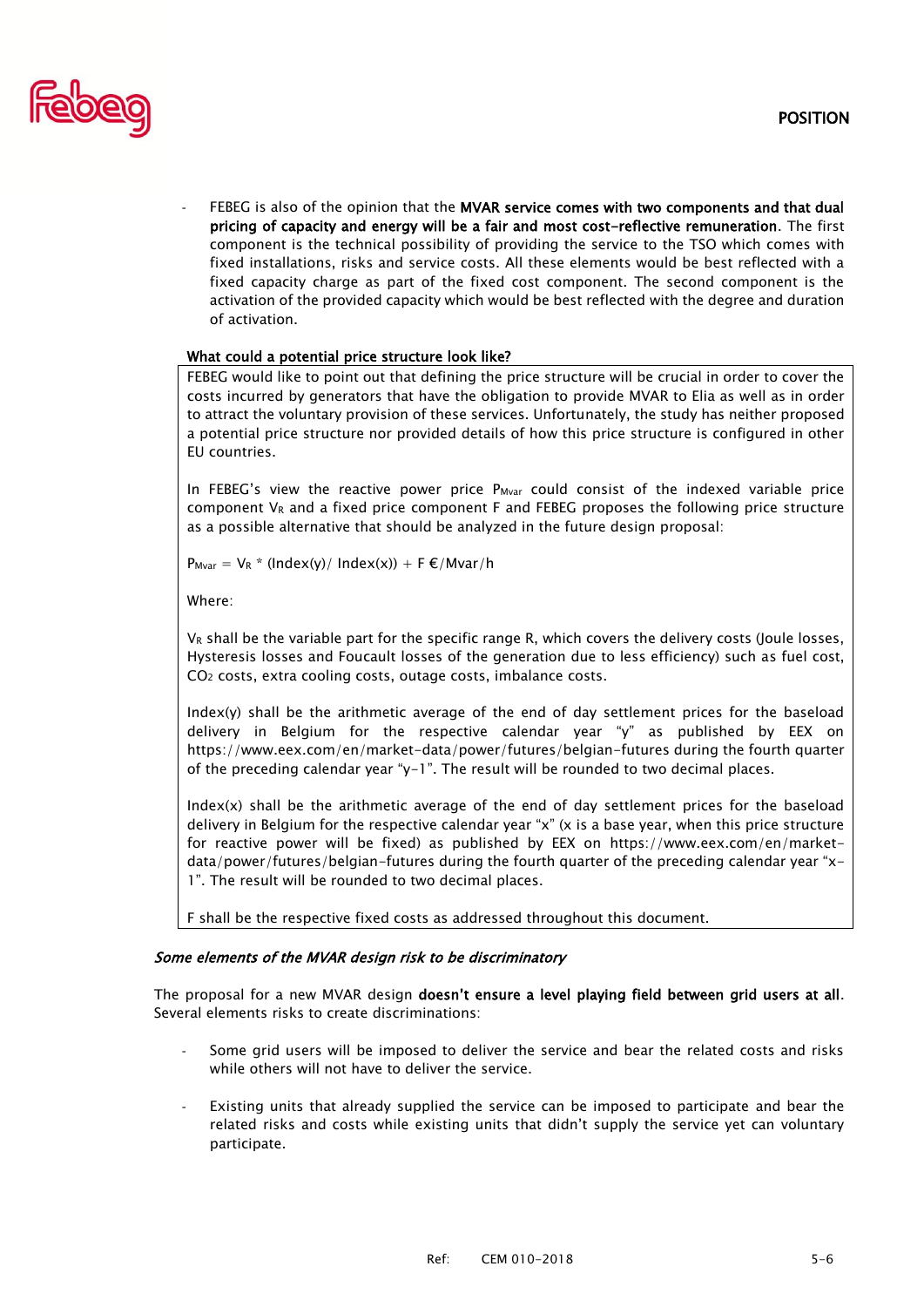- FEBEG is also of the opinion that the **MVAR service comes with two components and that dual pricing of capacity and energy will be a fair and most cost-reflective remuneration**. The first component is the technical possibility of providing the service to the TSO which comes with fixed installations, risks and service costs. All these elements would be best reflected with a fixed capacity charge as part of the fixed cost component. The second component is the activation of the provided capacity which would be best reflected with the degree and duration of activation.

<u>What could a potential price structure look like?</u>

FEBEG would like to point out that defining the price structure will be crucial in order to cover the costs incurred by generators that have the obligation to provide MVAR to Elia as well as in order to attract the voluntary provision of these services. Unfortunately, the study has neither proposed a potential price structure nor provided details of how this price structure is configured in other EU countries.

In FEBEG's view the reactive power price $P_{Mvar}$ could consist of the indexed variable price component $V_R$ and a fixed price component F and FEBEG proposes the following price structure as a possible alternative that should be analyzed in the future design proposal:

$P_{Mvar} = V_R * (Index(y) / Index(x)) + F$ €/Mvar/h

Where:

$V_R$ shall be the variable part for the specific range R, which covers the delivery costs (Joule losses, Hysteresis losses and Foucault losses of the generation due to less efficiency) such as fuel cost, $CO_2$ costs, extra cooling costs, outage costs, imbalance costs.

Index(y) shall be the arithmetic average of the end of day settlement prices for the baseload delivery in Belgium for the respective calendar year "y" as published by EEX on https://www.eex.com/en/market-data/power/futures/belgian-futures during the fourth quarter of the preceding calendar year "y-1". The result will be rounded to two decimal places.

Index(x) shall be the arithmetic average of the end of day settlement prices for the baseload delivery in Belgium for the respective calendar year "x" (x is a base year, when this price structure for reactive power will be fixed) as published by EEX on https://www.eex.com/en/market-data/power/futures/belgian-futures during the fourth quarter of the preceding calendar year "x-1". The result will be rounded to two decimal places.

F shall be the respective fixed costs as addressed throughout this document.

*Some elements of the MVAR design risk to be discriminatory*

The proposal for a new MVAR design **doesn't ensure a level playing field between grid users at all**. Several elements risks to create discriminations:

- Some grid users will be imposed to deliver the service and bear the related costs and risks while others will not have to deliver the service.

- Existing units that already supplied the service can be imposed to participate and bear the related risks and costs while existing units that didn't supply the service yet can voluntary participate.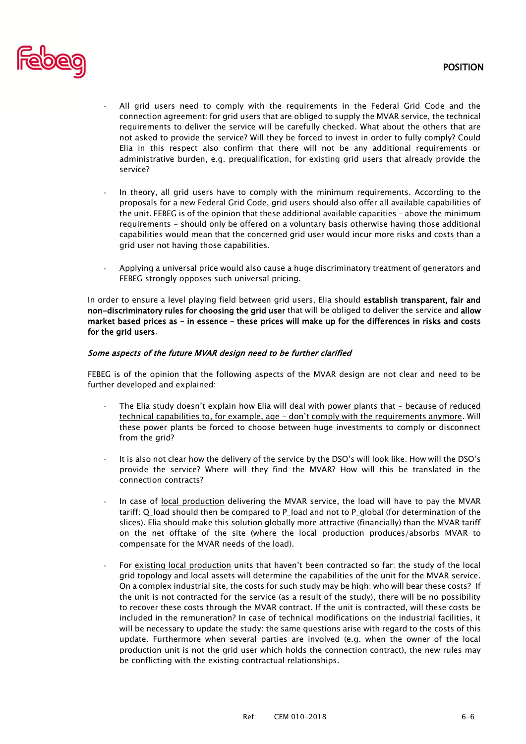- All grid users need to comply with the requirements in the Federal Grid Code and the connection agreement: for grid users that are obliged to supply the MVAR service, the technical requirements to deliver the service will be carefully checked. What about the others that are not asked to provide the service? Will they be forced to invest in order to fully comply? Could Elia in this respect also confirm that there will not be any additional requirements or administrative burden, e.g. prequalification, for existing grid users that already provide the service?

- In theory, all grid users have to comply with the minimum requirements. According to the proposals for a new Federal Grid Code, grid users should also offer all available capabilities of the unit. FEBEG is of the opinion that these additional available capacities – above the minimum requirements - should only be offered on a voluntary basis otherwise having those additional capabilities would mean that the concerned grid user would incur more risks and costs than a grid user not having those capabilities.

- Applying a universal price would also cause a huge discriminatory treatment of generators and FEBEG strongly opposes such universal pricing.

In order to ensure a level playing field between grid users, Elia should **establish transparent, fair and non-discriminatory rules for choosing the grid user** that will be obliged to deliver the service and **allow market based prices as – in essence – these prices will make up for the differences in risks and costs for the grid users**.

*Some aspects of the future MVAR design need to be further clarified*

FEBEG is of the opinion that the following aspects of the MVAR design are not clear and need to be further developed and explained:

- The Elia study doesn't explain how Elia will deal with power plants that – because of reduced technical capabilities to, for example, age – don't comply with the requirements anymore. Will these power plants be forced to choose between huge investments to comply or disconnect from the grid?

- It is also not clear how the delivery of the service by the DSO's will look like. How will the DSO's provide the service? Where will they find the MVAR? How will this be translated in the connection contracts?

- In case of local production delivering the MVAR service, the load will have to pay the MVAR tariff: $Q_{load}$ should then be compared to $P_{load}$ and not to $P_{global}$ (for determination of the slices). Elia should make this solution globally more attractive (financially) than the MVAR tariff on the net offtake of the site (where the local production produces/absorbs MVAR to compensate for the MVAR needs of the load).

- For existing local production units that haven't been contracted so far: the study of the local grid topology and local assets will determine the capabilities of the unit for the MVAR service. On a complex industrial site, the costs for such study may be high: who will bear these costs? If the unit is not contracted for the service (as a result of the study), there will be no possibility to recover these costs through the MVAR contract. If the unit is contracted, will these costs be included in the remuneration? In case of technical modifications on the industrial facilities, it will be necessary to update the study: the same questions arise with regard to the costs of this update. Furthermore when several parties are involved (e.g. when the owner of the local production unit is not the grid user which holds the connection contract), the new rules may be conflicting with the existing contractual relationships.